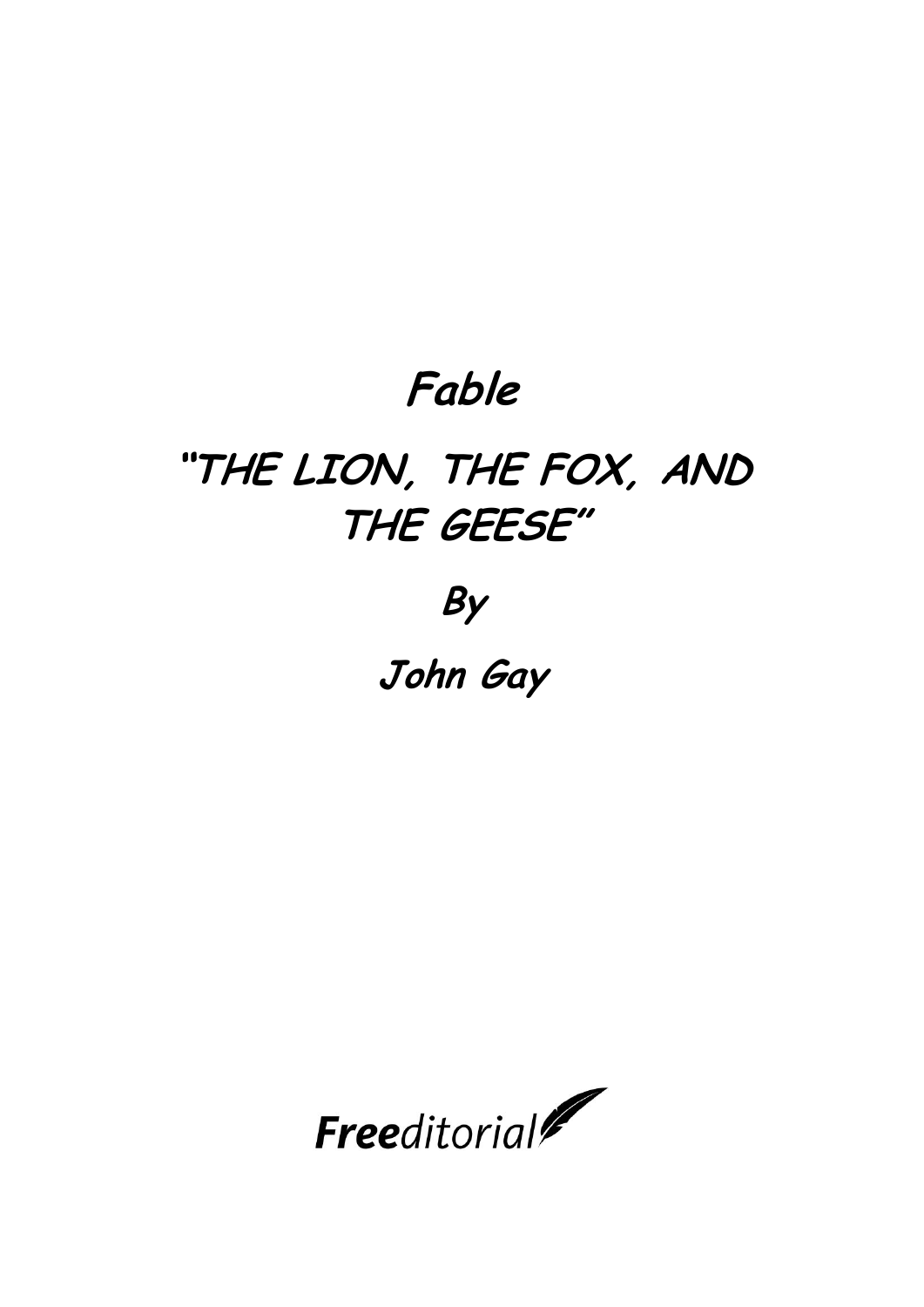# Fable

# "THE LION, THE FOX, AND THE GEESE"

**By**

**John Gay**

*Freeditorial*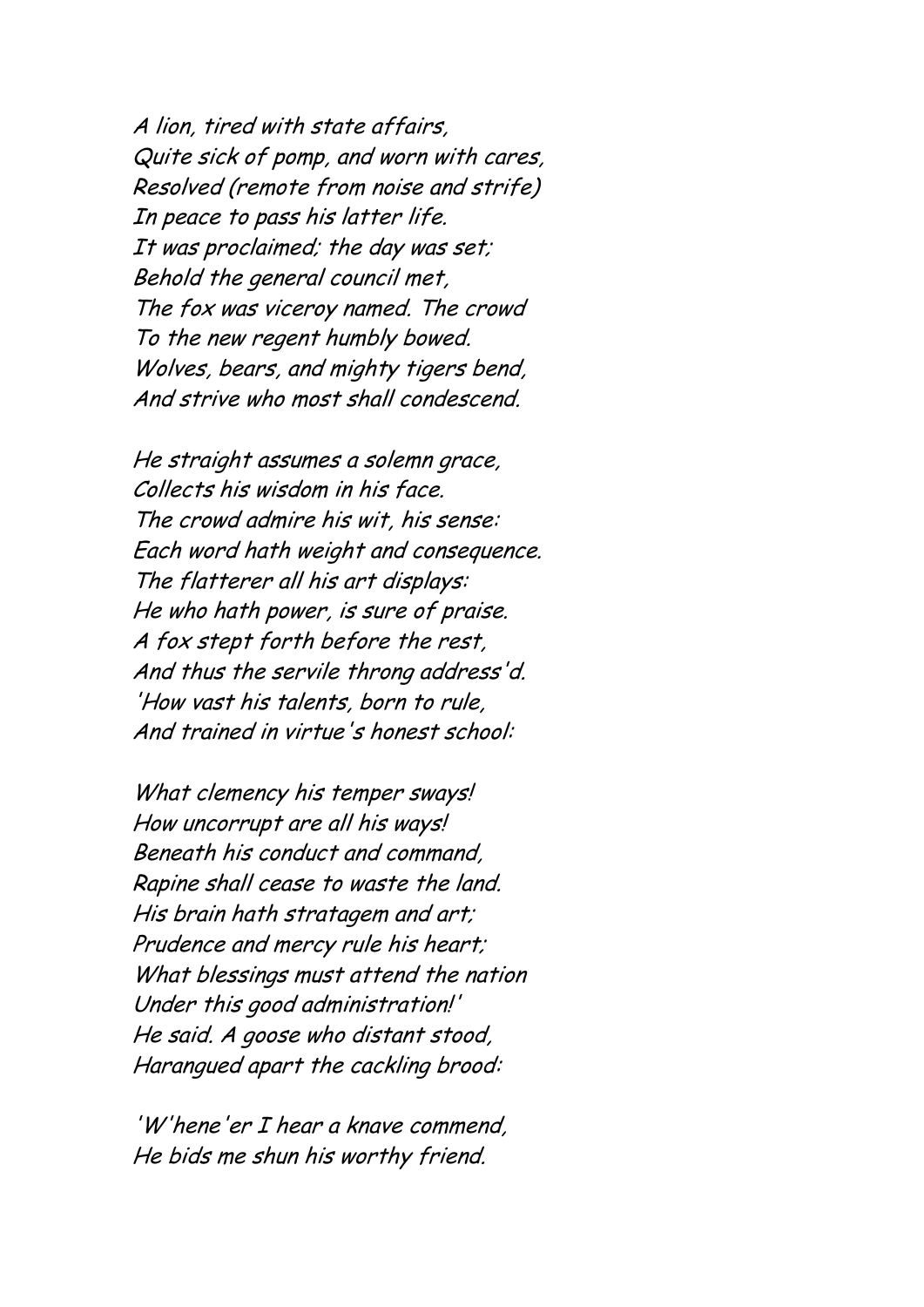*A lion, tired with state affairs,*
*Quite sick of pomp, and worn with cares,*
*Resolved (remote from noise and strife)*
*In peace to pass his latter life.*
*It was proclaimed; the day was set;*
*Behold the general council met,*
*The fox was viceroy named. The crowd*
*To the new regent humbly bowed.*
*Wolves, bears, and mighty tigers bend,*
*And strive who most shall condescend.*

*He straight assumes a solemn grace,*
*Collects his wisdom in his face.*
*The crowd admire his wit, his sense:*
*Each word hath weight and consequence.*
*The flatterer all his art displays:*
*He who hath power, is sure of praise.*
*A fox stept forth before the rest,*
*And thus the servile throng address'd.*
*'How vast his talents, born to rule,*
*And trained in virtue's honest school:*

*What clemency his temper sways!*
*How uncorrupt are all his ways!*
*Beneath his conduct and command,*
*Rapine shall cease to waste the land.*
*His brain hath stratagem and art;*
*Prudence and mercy rule his heart;*
*What blessings must attend the nation*
*Under this good administration!'*
*He said. A goose who distant stood,*
*Harangued apart the cackling brood:*

*'W'hene'er I hear a knave commend,*
*He bids me shun his worthy friend.*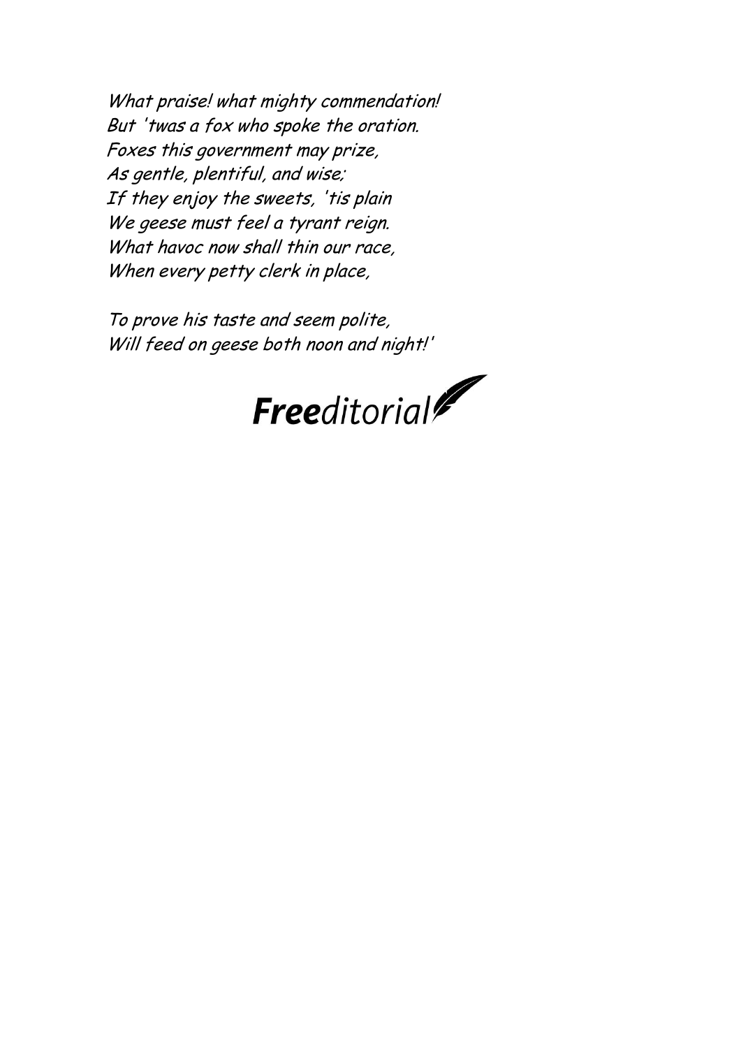*What praise! what mighty commendation!*
*But 'twas a fox who spoke the oration.*
*Foxes this government may prize,*
*As gentle, plentiful, and wise;*
*If they enjoy the sweets, 'tis plain*
*We geese must feel a tyrant reign.*
*What havoc now shall thin our race,*
*When every petty clerk in place,*

*To prove his taste and seem polite,*
*Will feed on geese both noon and night!'*

**Free**ditorial